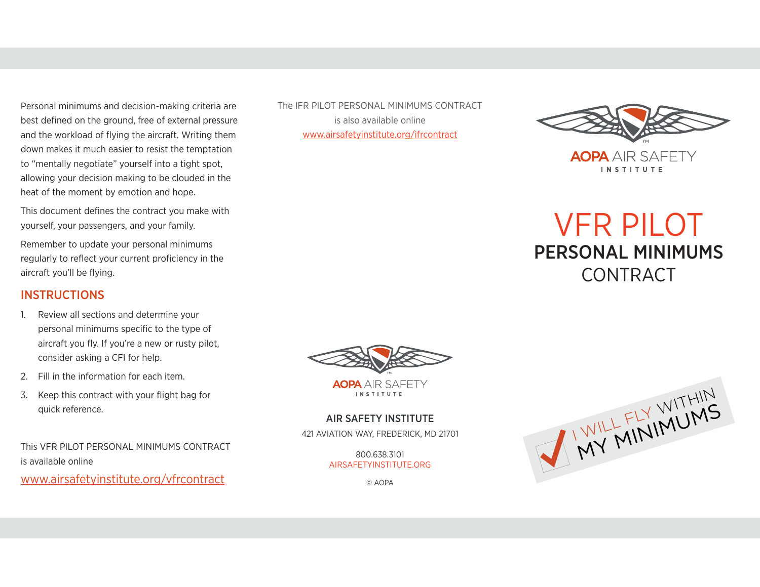Personal minimums and decision-making criteria are best defined on the ground, free of external pressure and the workload of flying the aircraft. Writing them down makes it much easier to resist the temptation to "mentally negotiate" yourself into a tight spot, allowing your decision making to be clouded in the heat of the moment by emotion and hope.

This document defines the contract you make with yourself, your passengers, and your family.

Remember to update your personal minimums regularly to reflect your current proficiency in the aircraft you'll be flying.

## INSTRUCTIONS

1. Review all sections and determine your personal minimums specific to the type of aircraft you fly. If you're a new or rusty pilot, consider asking a CFI for help.
2. Fill in the information for each item.
3. Keep this contract with your flight bag for quick reference.

This VFR PILOT PERSONAL MINIMUMS CONTRACT is available online

www.airsafetyinstitute.org/vfrcontract

The IFR PILOT PERSONAL MINIMUMS CONTRACT is also available online

www.airsafetyinstitute.org/ifrcontract

AOPA AIR SAFETY INSTITUTE

**AIR SAFETY INSTITUTE**

421 AVIATION WAY, FREDERICK, MD 21701

800.638.3101

AIRSAFETYINSTITUTE.ORG

© AOPA

AOPA AIR SAFETY INSTITUTE

# VFR PILOT PERSONAL MINIMUMS CONTRACT

I WILL FLY WITHIN MY MINIMUMS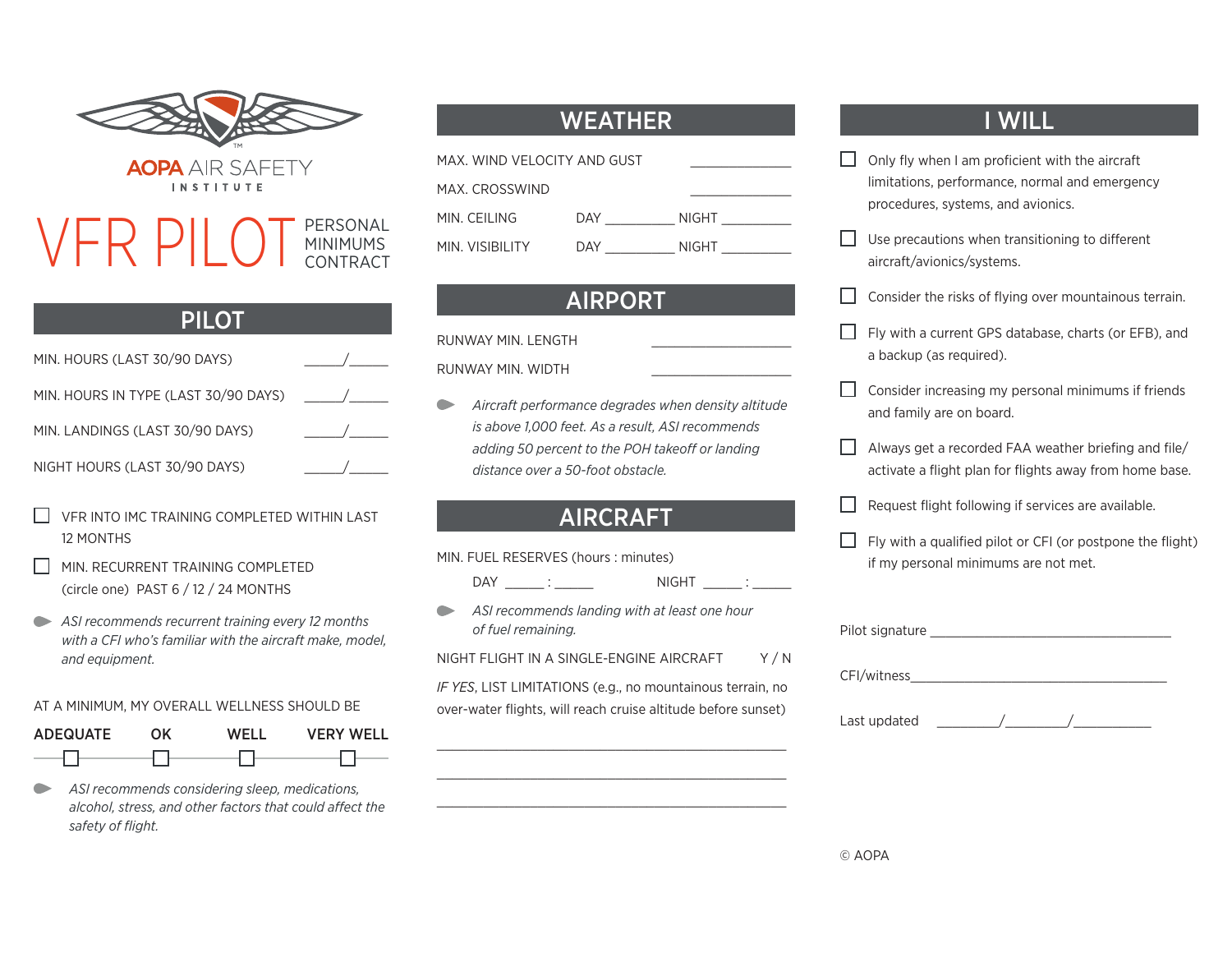AOPA AIR SAFETY INSTITUTE

# VFR PILOT PERSONAL MINIMUMS CONTRACT

## PILOT

MIN. HOURS (LAST 30/90 DAYS) _____/_____

MIN. HOURS IN TYPE (LAST 30/90 DAYS) _____/_____

MIN. LANDINGS (LAST 30/90 DAYS) _____/_____

NIGHT HOURS (LAST 30/90 DAYS) _____/_____

- [ ] VFR INTO IMC TRAINING COMPLETED WITHIN LAST 12 MONTHS
- [ ] MIN. RECURRENT TRAINING COMPLETED (circle one) PAST 6 / 12 / 24 MONTHS

*ASI recommends recurrent training every 12 months with a CFI who's familiar with the aircraft make, model, and equipment.*

AT A MINIMUM, MY OVERALL WELLNESS SHOULD BE

**ADEQUATE** ☐ **OK** ☐ **WELL** ☐ **VERY WELL** ☐

*ASI recommends considering sleep, medications, alcohol, stress, and other factors that could affect the safety of flight.*

## WEATHER

MAX. WIND VELOCITY AND GUST __________

MAX. CROSSWIND __________

MIN. CEILING DAY ________ NIGHT ________

MIN. VISIBILITY DAY ________ NIGHT ________

## AIRPORT

RUNWAY MIN. LENGTH __________

RUNWAY MIN. WIDTH __________

*Aircraft performance degrades when density altitude is above 1,000 feet. As a result, ASI recommends adding 50 percent to the POH takeoff or landing distance over a 50-foot obstacle.*

## AIRCRAFT

MIN. FUEL RESERVES (hours : minutes)

DAY _____ : _____ NIGHT _____ : _____

*ASI recommends landing with at least one hour of fuel remaining.*

NIGHT FLIGHT IN A SINGLE-ENGINE AIRCRAFT Y / N

*IF YES*, LIST LIMITATIONS (e.g., no mountainous terrain, no over-water flights, will reach cruise altitude before sunset)

______________________________________________

______________________________________________

______________________________________________

## I WILL

- [ ] Only fly when I am proficient with the aircraft limitations, performance, normal and emergency procedures, systems, and avionics.
- [ ] Use precautions when transitioning to different aircraft/avionics/systems.
- [ ] Consider the risks of flying over mountainous terrain.
- [ ] Fly with a current GPS database, charts (or EFB), and a backup (as required).
- [ ] Consider increasing my personal minimums if friends and family are on board.
- [ ] Always get a recorded FAA weather briefing and file/activate a flight plan for flights away from home base.
- [ ] Request flight following if services are available.
- [ ] Fly with a qualified pilot or CFI (or postpone the flight) if my personal minimums are not met.

Pilot signature ______________________________

CFI/witness______________________________

Last updated ________/________/__________

© AOPA